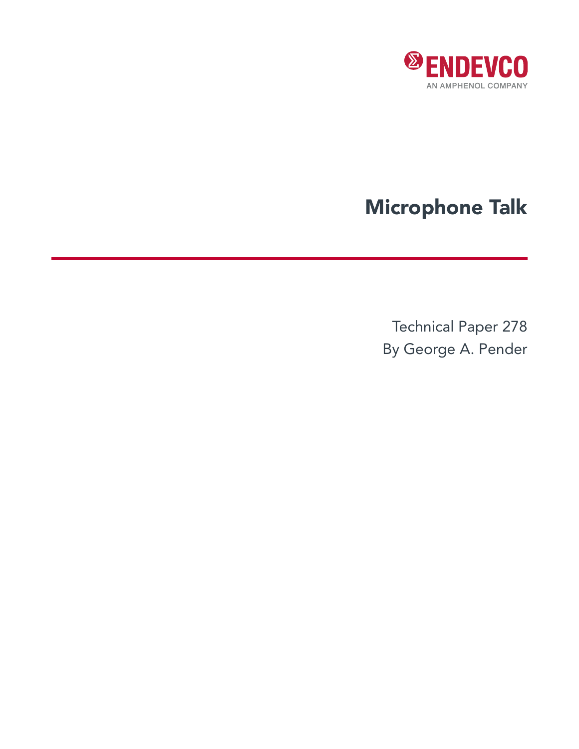ENDEVCO

AN AMPHENOL COMPANY

# Microphone Talk

Technical Paper 278

By George A. Pender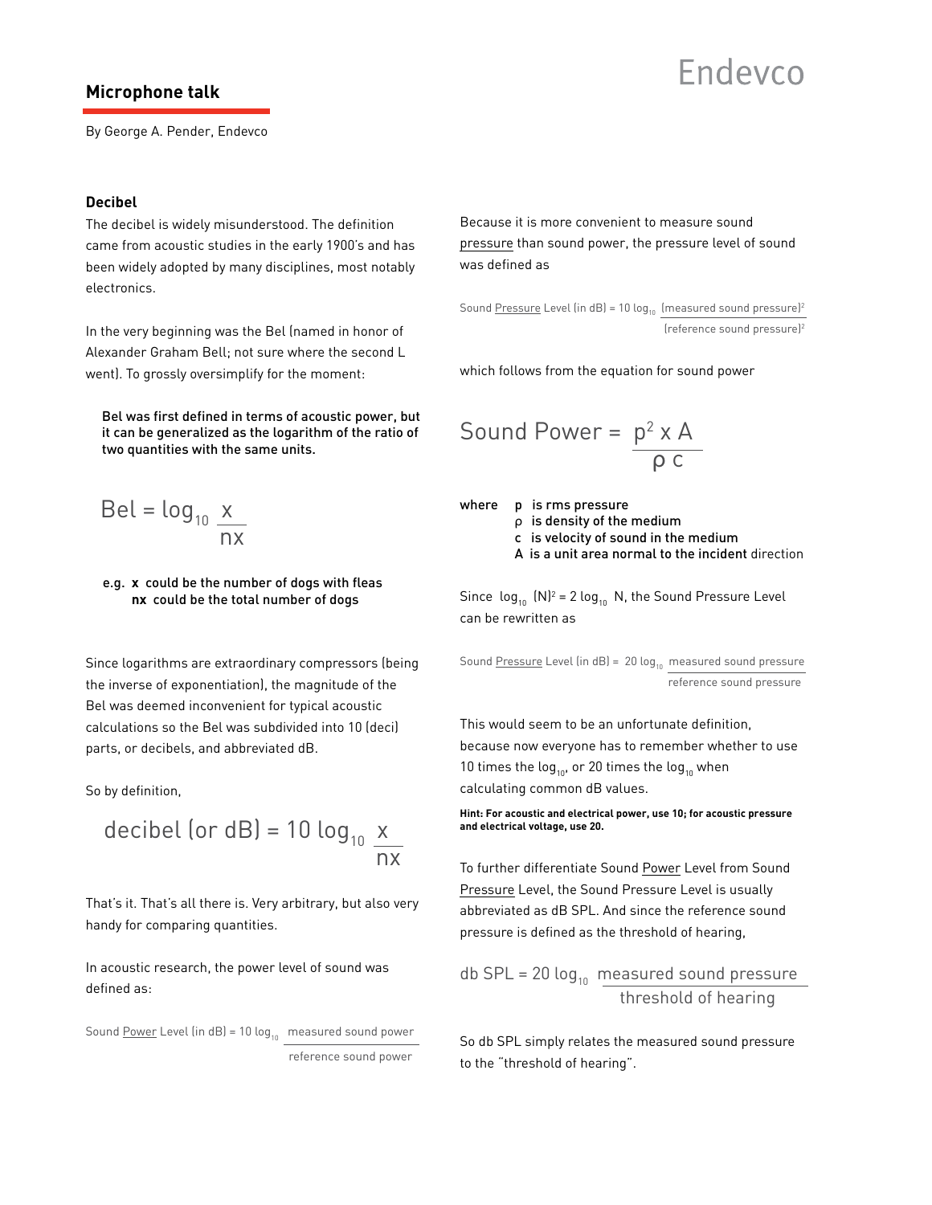## Microphone talk

By George A. Pender, Endevco

### Decibel

The decibel is widely misunderstood. The definition came from acoustic studies in the early 1900's and has been widely adopted by many disciplines, most notably electronics.

In the very beginning was the Bel (named in honor of Alexander Graham Bell; not sure where the second L went). To grossly oversimplify for the moment:

Bel was first defined in terms of acoustic power, but it can be generalized as the logarithm of the ratio of two quantities with the same units.

$$\text{Bel} = \log_{10} \frac{x}{nx}$$

e.g. **x** could be the number of dogs with fleas
**nx** could be the total number of dogs

Since logarithms are extraordinary compressors (being the inverse of exponentiation), the magnitude of the Bel was deemed inconvenient for typical acoustic calculations so the Bel was subdivided into 10 (deci) parts, or decibels, and abbreviated dB.

So by definition,

$$\text{decibel (or dB)} = 10 \log_{10} \frac{x}{nx}$$

That's it. That's all there is. Very arbitrary, but also very handy for comparing quantities.

In acoustic research, the power level of sound was defined as:

$$\text{Sound \underline{Power} Level (in dB)} = 10 \log_{10} \frac{\text{measured sound power}}{\text{reference sound power}}$$

Because it is more convenient to measure sound pressure than sound power, the pressure level of sound was defined as

$$\text{Sound \underline{Pressure} Level (in dB)} = 10 \log_{10} \frac{(\text{measured sound pressure})^2}{(\text{reference sound pressure})^2}$$

which follows from the equation for sound power

$$\text{Sound Power} = \frac{p^2 \times A}{\rho c}$$

where
- $p$ is rms pressure
- $\rho$ is density of the medium
- $c$ is velocity of sound in the medium
- $A$ is a unit area normal to the incident direction

Since $\log_{10} (N)^2 = 2 \log_{10} N$, the Sound Pressure Level can be rewritten as

$$\text{Sound \underline{Pressure} Level (in dB)} = 20 \log_{10} \frac{\text{measured sound pressure}}{\text{reference sound pressure}}$$

This would seem to be an unfortunate definition, because now everyone has to remember whether to use 10 times the $\log_{10}$, or 20 times the $\log_{10}$ when calculating common dB values.

**Hint: For acoustic and electrical power, use 10; for acoustic pressure and electrical voltage, use 20.**

To further differentiate Sound Power Level from Sound Pressure Level, the Sound Pressure Level is usually abbreviated as dB SPL. And since the reference sound pressure is defined as the threshold of hearing,

$$\text{db SPL} = 20 \log_{10} \frac{\text{measured sound pressure}}{\text{threshold of hearing}}$$

So db SPL simply relates the measured sound pressure to the "threshold of hearing".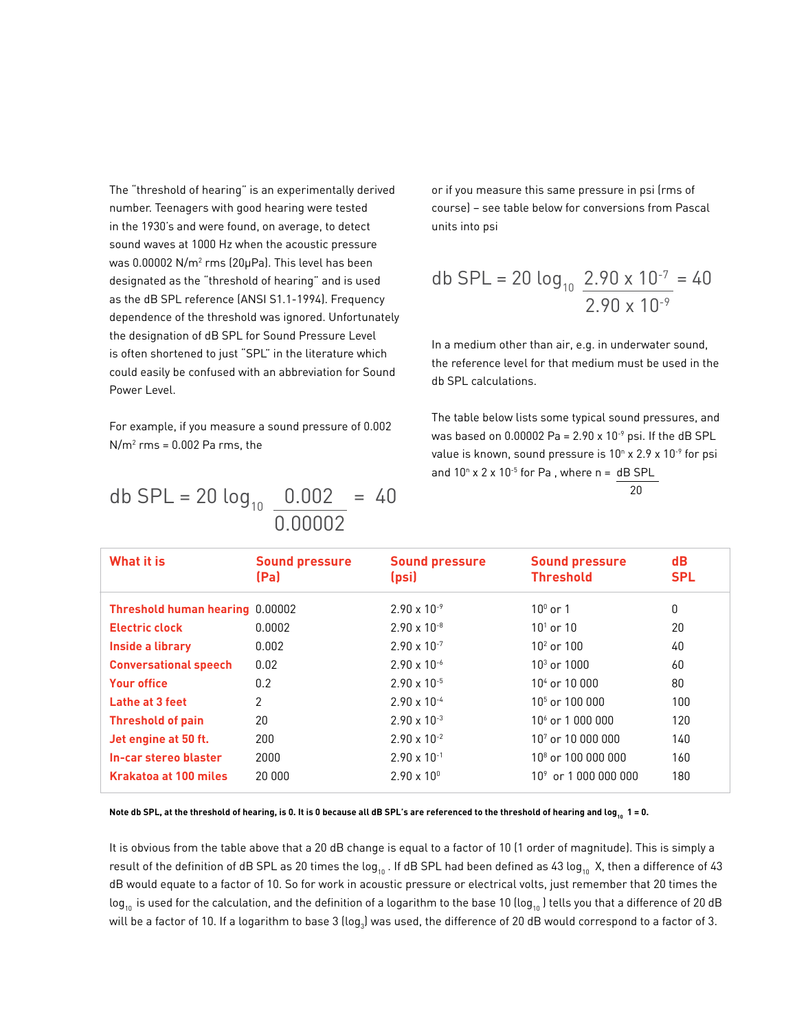The "threshold of hearing" is an experimentally derived number. Teenagers with good hearing were tested in the 1930's and were found, on average, to detect sound waves at 1000 Hz when the acoustic pressure was 0.00002 N/m$^2$ rms (20μPa). This level has been designated as the "threshold of hearing" and is used as the dB SPL reference (ANSI S1.1-1994). Frequency dependence of the threshold was ignored. Unfortunately the designation of dB SPL for Sound Pressure Level is often shortened to just "SPL" in the literature which could easily be confused with an abbreviation for Sound Power Level.

For example, if you measure a sound pressure of 0.002 N/m$^2$ rms = 0.002 Pa rms, the

$$\text{db SPL} = 20 \log_{10} \frac{0.002}{0.00002} = 40$$

or if you measure this same pressure in psi (rms of course) – see table below for conversions from Pascal units into psi

$$\text{db SPL} = 20 \log_{10} \frac{2.90 \times 10^{-7}}{2.90 \times 10^{-9}} = 40$$

In a medium other than air, e.g. in underwater sound, the reference level for that medium must be used in the db SPL calculations.

The table below lists some typical sound pressures, and was based on 0.00002 Pa = 2.90 x $10^{-9}$ psi. If the dB SPL value is known, sound pressure is $10^n \times 2.9 \times 10^{-9}$ for psi and $10^n \times 2 \times 10^{-5}$ for Pa , where $n = \frac{\text{dB SPL}}{20}$

| What it is | Sound pressure (Pa) | Sound pressure (psi) | Sound pressure Threshold | dB SPL |
|---|---|---|---|---|
| Threshold human hearing | 0.00002 | $2.90 \times 10^{-9}$ | $10^0$ or 1 | 0 |
| Electric clock | 0.0002 | $2.90 \times 10^{-8}$ | $10^1$ or 10 | 20 |
| Inside a library | 0.002 | $2.90 \times 10^{-7}$ | $10^2$ or 100 | 40 |
| Conversational speech | 0.02 | $2.90 \times 10^{-6}$ | $10^3$ or 1000 | 60 |
| Your office | 0.2 | $2.90 \times 10^{-5}$ | $10^4$ or 10 000 | 80 |
| Lathe at 3 feet | 2 | $2.90 \times 10^{-4}$ | $10^5$ or 100 000 | 100 |
| Threshold of pain | 20 | $2.90 \times 10^{-3}$ | $10^6$ or 1 000 000 | 120 |
| Jet engine at 50 ft. | 200 | $2.90 \times 10^{-2}$ | $10^7$ or 10 000 000 | 140 |
| In-car stereo blaster | 2000 | $2.90 \times 10^{-1}$ | $10^8$ or 100 000 000 | 160 |
| Krakatoa at 100 miles | 20 000 | $2.90 \times 10^{0}$ | $10^9$ or 1 000 000 000 | 180 |

**Note db SPL, at the threshold of hearing, is 0. It is 0 because all dB SPL's are referenced to the threshold of hearing and $\log_{10} 1 = 0$.**

It is obvious from the table above that a 20 dB change is equal to a factor of 10 (1 order of magnitude). This is simply a result of the definition of dB SPL as 20 times the $\log_{10}$. If dB SPL had been defined as 43 $\log_{10}$ X, then a difference of 43 dB would equate to a factor of 10. So for work in acoustic pressure or electrical volts, just remember that 20 times the $\log_{10}$ is used for the calculation, and the definition of a logarithm to the base 10 ($\log_{10}$) tells you that a difference of 20 dB will be a factor of 10. If a logarithm to base 3 ($\log_3$) was used, the difference of 20 dB would correspond to a factor of 3.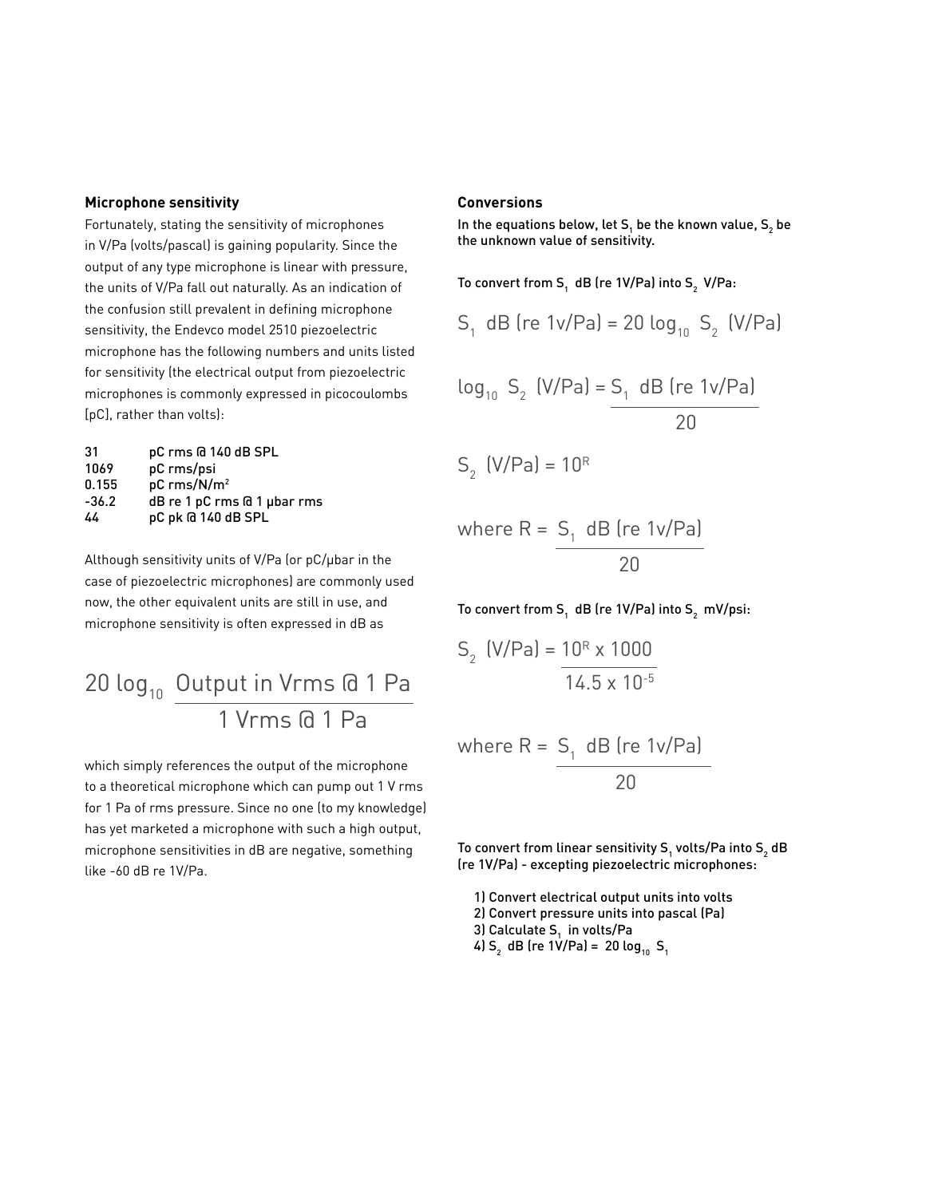## Microphone sensitivity

Fortunately, stating the sensitivity of microphones in V/Pa (volts/pascal) is gaining popularity. Since the output of any type microphone is linear with pressure, the units of V/Pa fall out naturally. As an indication of the confusion still prevalent in defining microphone sensitivity, the Endevco model 2510 piezoelectric microphone has the following numbers and units listed for sensitivity (the electrical output from piezoelectric microphones is commonly expressed in picocoulombs [pC], rather than volts):

| | |
|---|---|
| 31 | pC rms @ 140 dB SPL |
| 1069 | pC rms/psi |
| 0.155 | pC rms/N/m² |
| -36.2 | dB re 1 pC rms @ 1 µbar rms |
| 44 | pC pk @ 140 dB SPL |

Although sensitivity units of V/Pa (or pC/µbar in the case of piezoelectric microphones) are commonly used now, the other equivalent units are still in use, and microphone sensitivity is often expressed in dB as

$$20 \log_{10} \frac{\text{Output in Vrms @ 1 Pa}}{\text{1 Vrms @ 1 Pa}}$$

which simply references the output of the microphone to a theoretical microphone which can pump out 1 V rms for 1 Pa of rms pressure. Since no one (to my knowledge) has yet marketed a microphone with such a high output, microphone sensitivities in dB are negative, something like -60 dB re 1V/Pa.

## Conversions

**In the equations below, let $S_1$ be the known value, $S_2$ be the unknown value of sensitivity.**

**To convert from $S_1$ dB (re 1V/Pa) into $S_2$ V/Pa:**

$$S_1 \text{ dB (re 1v/Pa)} = 20 \log_{10} S_2 \text{ (V/Pa)}$$

$$\log_{10} S_2 \text{ (V/Pa)} = \frac{S_1 \text{ dB (re 1v/Pa)}}{20}$$

$$S_2 \text{ (V/Pa)} = 10^R$$

$$\text{where } R = \frac{S_1 \text{ dB (re 1v/Pa)}}{20}$$

**To convert from $S_1$ dB (re 1V/Pa) into $S_2$ mV/psi:**

$$S_2 \text{ (V/Pa)} = \frac{10^R \times 1000}{14.5 \times 10^{-5}}$$

$$\text{where } R = \frac{S_1 \text{ dB (re 1v/Pa)}}{20}$$

**To convert from linear sensitivity $S_1$ volts/Pa into $S_2$ dB (re 1V/Pa) - excepting piezoelectric microphones:**

1) Convert electrical output units into volts
2) Convert pressure units into pascal (Pa)
3) Calculate $S_1$ in volts/Pa
4) $S_2$ dB (re 1V/Pa) = $20 \log_{10} S_1$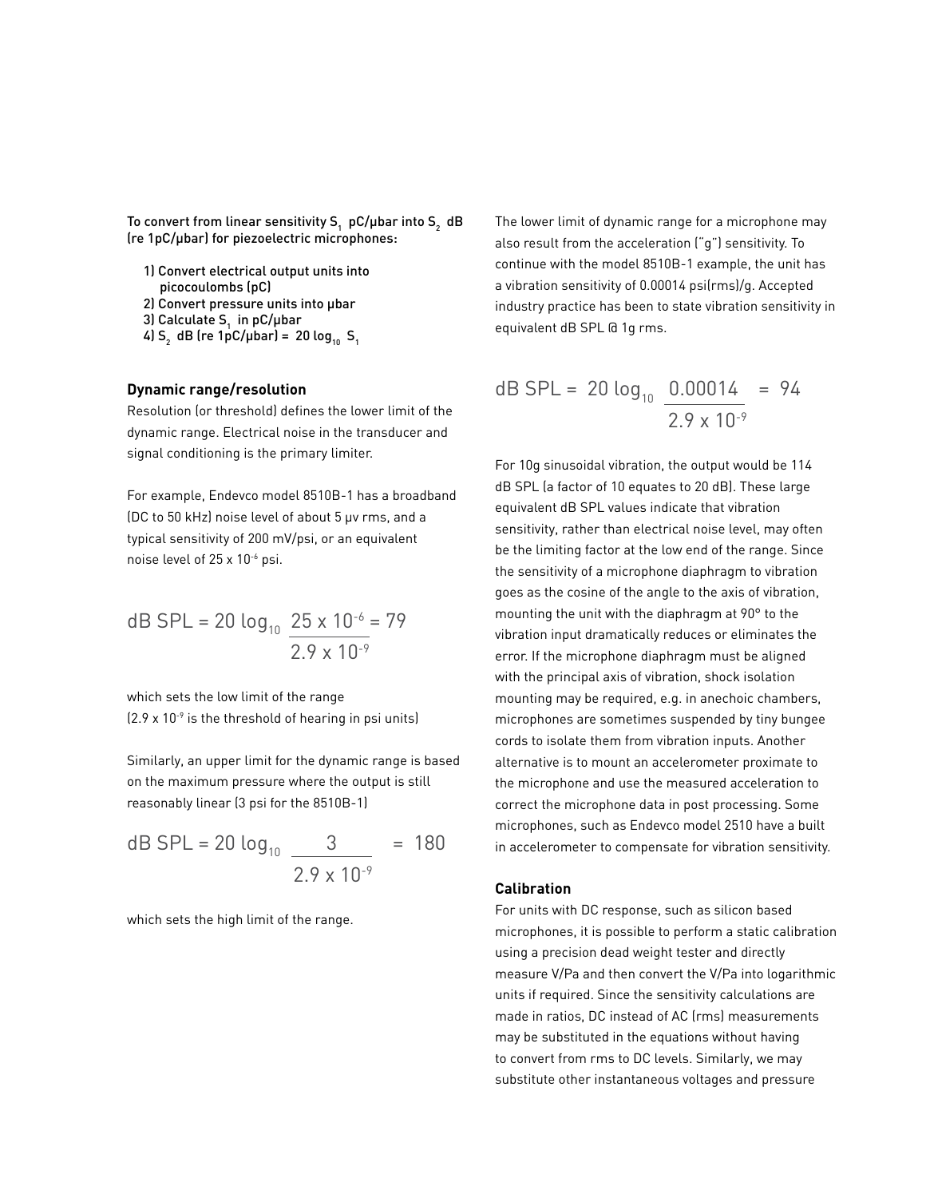**To convert from linear sensitivity $S_1$ pC/μbar into $S_2$ dB (re 1pC/μbar) for piezoelectric microphones:**

1) Convert electrical output units into picocoulombs (pC)
2) Convert pressure units into μbar
3) Calculate $S_1$ in pC/μbar
4) $S_2$ dB (re 1pC/μbar) = $20 \log_{10} S_1$

### Dynamic range/resolution

Resolution (or threshold) defines the lower limit of the dynamic range. Electrical noise in the transducer and signal conditioning is the primary limiter.

For example, Endevco model 8510B-1 has a broadband (DC to 50 kHz) noise level of about 5 μv rms, and a typical sensitivity of 200 mV/psi, or an equivalent noise level of $25 \times 10^{-6}$ psi.

$$\text{dB SPL} = 20 \log_{10} \frac{25 \times 10^{-6}}{2.9 \times 10^{-9}} = 79$$

which sets the low limit of the range ($2.9 \times 10^{-9}$ is the threshold of hearing in psi units)

Similarly, an upper limit for the dynamic range is based on the maximum pressure where the output is still reasonably linear (3 psi for the 8510B-1)

$$\text{dB SPL} = 20 \log_{10} \frac{3}{2.9 \times 10^{-9}} = 180$$

which sets the high limit of the range.

The lower limit of dynamic range for a microphone may also result from the acceleration ("g") sensitivity. To continue with the model 8510B-1 example, the unit has a vibration sensitivity of 0.00014 psi(rms)/g. Accepted industry practice has been to state vibration sensitivity in equivalent dB SPL @ 1g rms.

$$\text{dB SPL} = 20 \log_{10} \frac{0.00014}{2.9 \times 10^{-9}} = 94$$

For 10g sinusoidal vibration, the output would be 114 dB SPL (a factor of 10 equates to 20 dB). These large equivalent dB SPL values indicate that vibration sensitivity, rather than electrical noise level, may often be the limiting factor at the low end of the range. Since the sensitivity of a microphone diaphragm to vibration goes as the cosine of the angle to the axis of vibration, mounting the unit with the diaphragm at 90° to the vibration input dramatically reduces or eliminates the error. If the microphone diaphragm must be aligned with the principal axis of vibration, shock isolation mounting may be required, e.g. in anechoic chambers, microphones are sometimes suspended by tiny bungee cords to isolate them from vibration inputs. Another alternative is to mount an accelerometer proximate to the microphone and use the measured acceleration to correct the microphone data in post processing. Some microphones, such as Endevco model 2510 have a built in accelerometer to compensate for vibration sensitivity.

### Calibration

For units with DC response, such as silicon based microphones, it is possible to perform a static calibration using a precision dead weight tester and directly measure V/Pa and then convert the V/Pa into logarithmic units if required. Since the sensitivity calculations are made in ratios, DC instead of AC (rms) measurements may be substituted in the equations without having to convert from rms to DC levels. Similarly, we may substitute other instantaneous voltages and pressure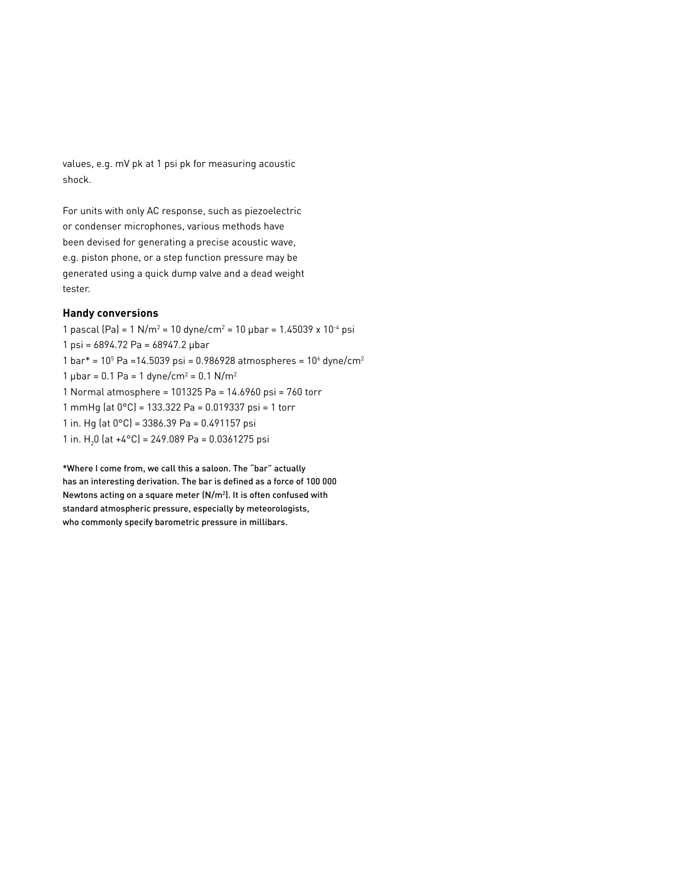values, e.g. mV pk at 1 psi pk for measuring acoustic shock.

For units with only AC response, such as piezoelectric or condenser microphones, various methods have been devised for generating a precise acoustic wave, e.g. piston phone, or a step function pressure may be generated using a quick dump valve and a dead weight tester.

### Handy conversions

1 pascal (Pa) = 1 N/m$^2$ = 10 dyne/cm$^2$ = 10 µbar = 1.45039 x $10^{-4}$ psi
1 psi = 6894.72 Pa = 68947.2 µbar
1 bar* = $10^5$ Pa =14.5039 psi = 0.986928 atmospheres = $10^6$ dyne/cm$^2$
1 µbar = 0.1 Pa = 1 dyne/cm$^2$ = 0.1 N/m$^2$
1 Normal atmosphere = 101325 Pa = 14.6960 psi = 760 torr
1 mmHg (at 0°C) = 133.322 Pa = 0.019337 psi = 1 torr
1 in. Hg (at 0°C) = 3386.39 Pa = 0.491157 psi
1 in. $H_20$ (at +4°C) = 249.089 Pa = 0.0361275 psi

*Where I come from, we call this a saloon. The "bar" actually has an interesting derivation. The bar is defined as a force of 100 000 Newtons acting on a square meter (N/m$^2$). It is often confused with standard atmospheric pressure, especially by meteorologists, who commonly specify barometric pressure in millibars.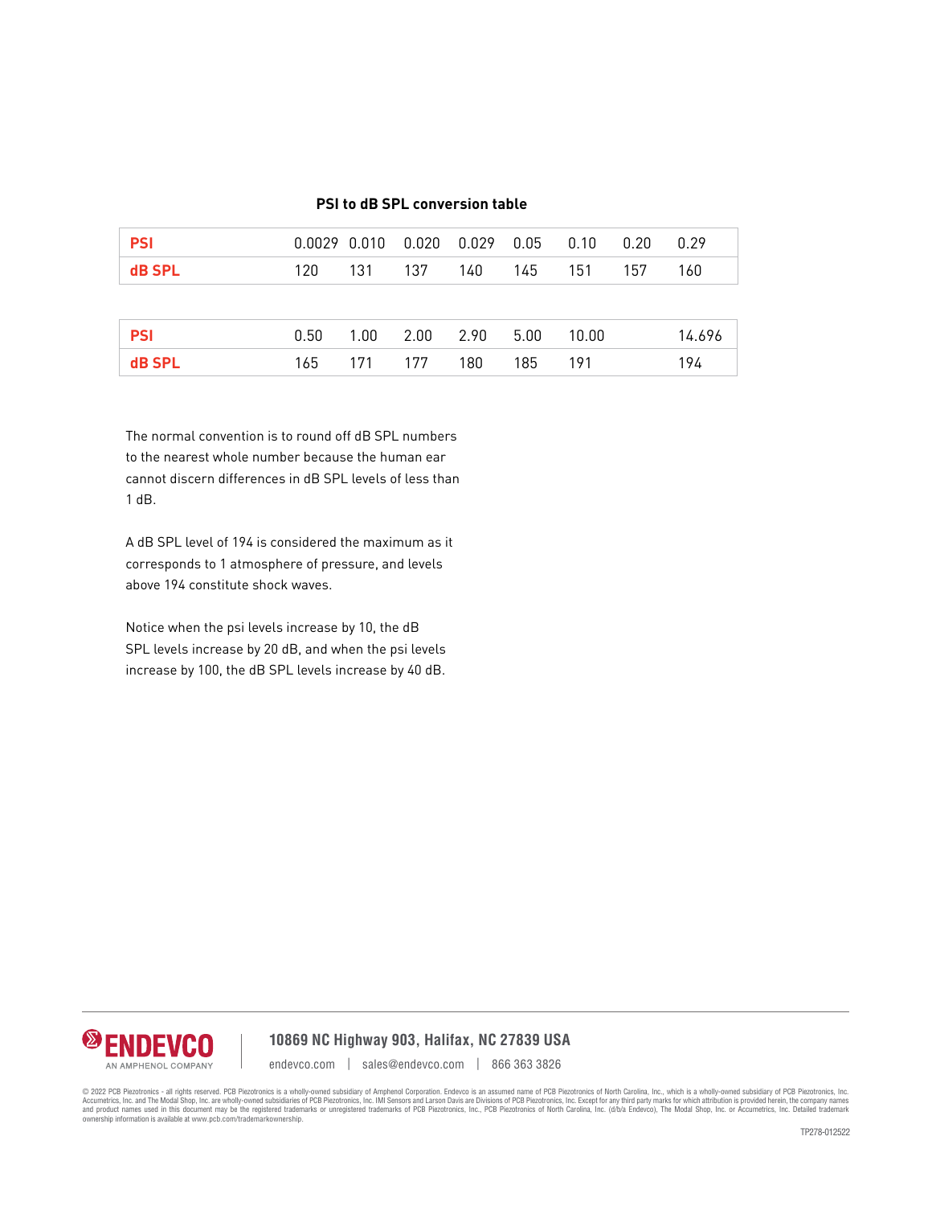**PSI to dB SPL conversion table**

| | | | | | | | | |
|---|---|---|---|---|---|---|---|---|
| **PSI** | 0.0029 | 0.010 | 0.020 | 0.029 | 0.05 | 0.10 | 0.20 | 0.29 |
| **dB SPL** | 120 | 131 | 137 | 140 | 145 | 151 | 157 | 160 |

| | | | | | | | | |
|---|---|---|---|---|---|---|---|---|
| **PSI** | 0.50 | 1.00 | 2.00 | 2.90 | 5.00 | 10.00 | | 14.696 |
| **dB SPL** | 165 | 171 | 177 | 180 | 185 | 191 | | 194 |

The normal convention is to round off dB SPL numbers to the nearest whole number because the human ear cannot discern differences in dB SPL levels of less than 1 dB.

A dB SPL level of 194 is considered the maximum as it corresponds to 1 atmosphere of pressure, and levels above 194 constitute shock waves.

Notice when the psi levels increase by 10, the dB SPL levels increase by 20 dB, and when the psi levels increase by 100, the dB SPL levels increase by 40 dB.

ENDEVCO
AN AMPHENOL COMPANY

**10869 NC Highway 903, Halifax, NC 27839 USA**

endevco.com | sales@endevco.com | 866 363 3826

© 2022 PCB Piezotronics - all rights reserved. PCB Piezotronics is a wholly-owned subsidiary of Amphenol Corporation. Endevco is an assumed name of PCB Piezotronics of North Carolina, Inc., which is a wholly-owned subsidiary of PCB Piezotronics, Inc. Accumetrics, Inc. and The Modal Shop, Inc. are wholly-owned subsidiaries of PCB Piezotronics, Inc. IMI Sensors and Larson Davis are Divisions of PCB Piezotronics, Inc. Except for any third party marks for which attribution is provided herein, the company names and product names used in this document may be the registered trademarks or unregistered trademarks of PCB Piezotronics, Inc., PCB Piezotronics of North Carolina, Inc. (d/b/a Endevco), The Modal Shop, Inc. or Accumetrics, Inc. Detailed trademark ownership information is available at www.pcb.com/trademarkownership.

TP278-012522